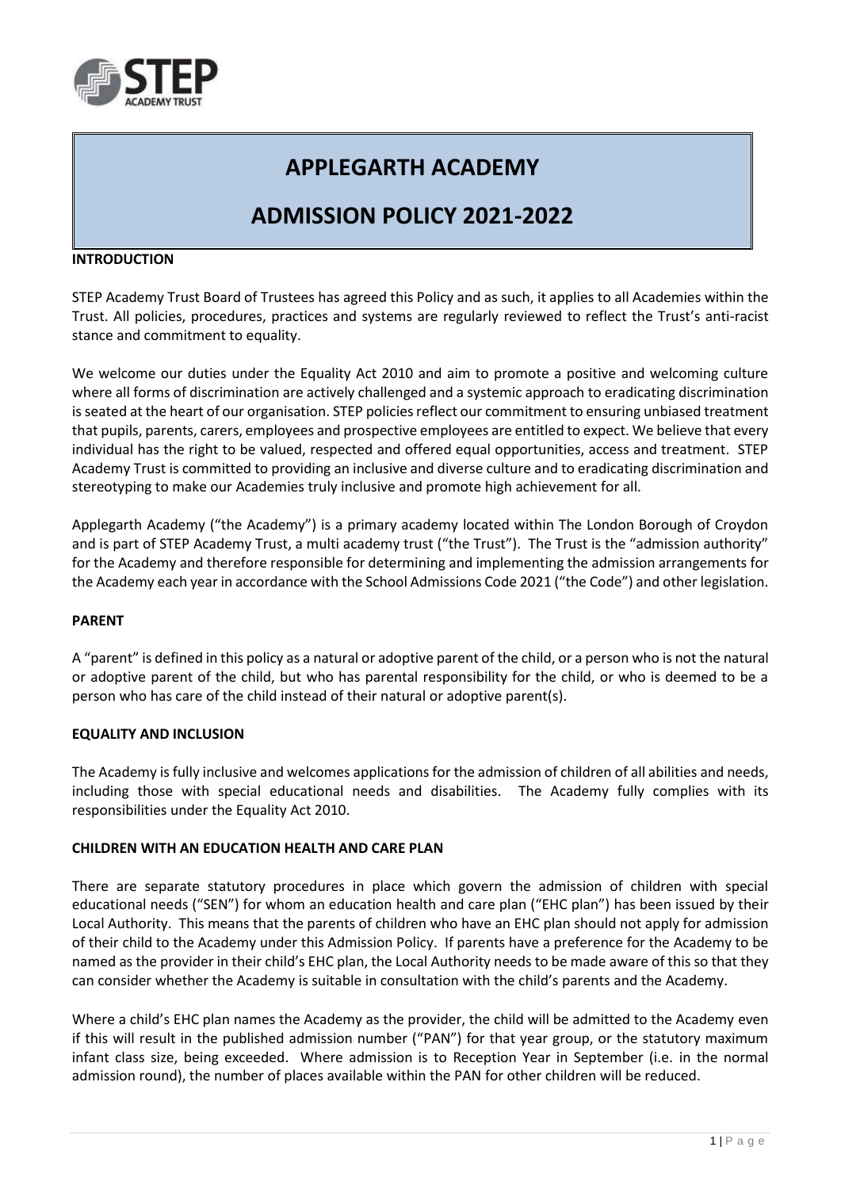# APPLEGARTH ACADEMY

# ADMISSION POLICY 2021-2022

**INTRODUCTION**

STEP Academy Trust Board of Trustees has agreed this Policy and as such, it applies to all Academies within the Trust. All policies, procedures, practices and systems are regularly reviewed to reflect the Trust's anti-racist stance and commitment to equality.

We welcome our duties under the Equality Act 2010 and aim to promote a positive and welcoming culture where all forms of discrimination are actively challenged and a systemic approach to eradicating discrimination is seated at the heart of our organisation. STEP policies reflect our commitment to ensuring unbiased treatment that pupils, parents, carers, employees and prospective employees are entitled to expect. We believe that every individual has the right to be valued, respected and offered equal opportunities, access and treatment. STEP Academy Trust is committed to providing an inclusive and diverse culture and to eradicating discrimination and stereotyping to make our Academies truly inclusive and promote high achievement for all.

Applegarth Academy ("the Academy") is a primary academy located within The London Borough of Croydon and is part of STEP Academy Trust, a multi academy trust ("the Trust"). The Trust is the "admission authority" for the Academy and therefore responsible for determining and implementing the admission arrangements for the Academy each year in accordance with the School Admissions Code 2021 ("the Code") and other legislation.

**PARENT**

A "parent" is defined in this policy as a natural or adoptive parent of the child, or a person who is not the natural or adoptive parent of the child, but who has parental responsibility for the child, or who is deemed to be a person who has care of the child instead of their natural or adoptive parent(s).

**EQUALITY AND INCLUSION**

The Academy is fully inclusive and welcomes applications for the admission of children of all abilities and needs, including those with special educational needs and disabilities. The Academy fully complies with its responsibilities under the Equality Act 2010.

**CHILDREN WITH AN EDUCATION HEALTH AND CARE PLAN**

There are separate statutory procedures in place which govern the admission of children with special educational needs ("SEN") for whom an education health and care plan ("EHC plan") has been issued by their Local Authority. This means that the parents of children who have an EHC plan should not apply for admission of their child to the Academy under this Admission Policy. If parents have a preference for the Academy to be named as the provider in their child's EHC plan, the Local Authority needs to be made aware of this so that they can consider whether the Academy is suitable in consultation with the child's parents and the Academy.

Where a child's EHC plan names the Academy as the provider, the child will be admitted to the Academy even if this will result in the published admission number ("PAN") for that year group, or the statutory maximum infant class size, being exceeded. Where admission is to Reception Year in September (i.e. in the normal admission round), the number of places available within the PAN for other children will be reduced.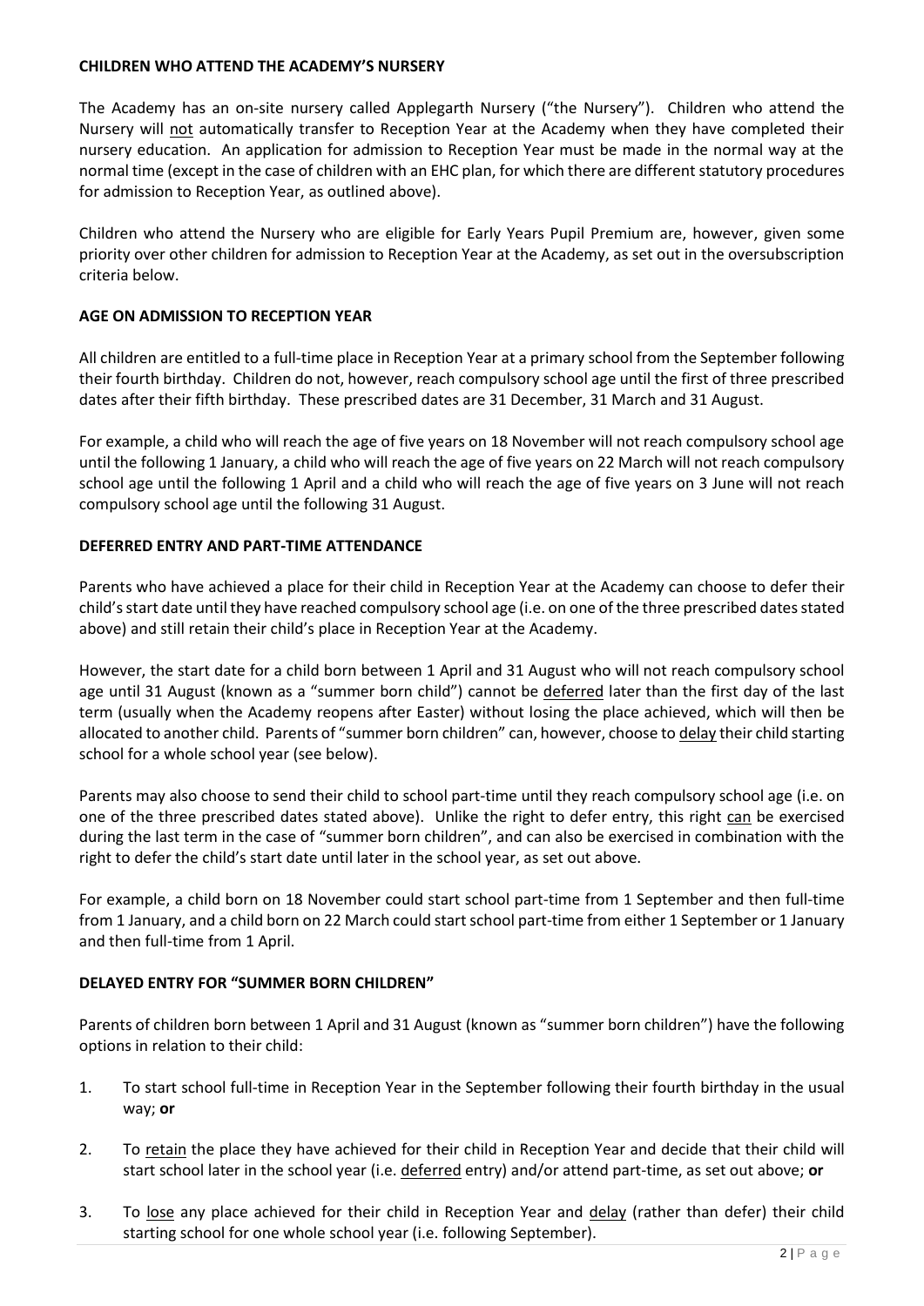## CHILDREN WHO ATTEND THE ACADEMY'S NURSERY

The Academy has an on-site nursery called Applegarth Nursery ("the Nursery"). Children who attend the Nursery will <u>not</u> automatically transfer to Reception Year at the Academy when they have completed their nursery education. An application for admission to Reception Year must be made in the normal way at the normal time (except in the case of children with an EHC plan, for which there are different statutory procedures for admission to Reception Year, as outlined above).

Children who attend the Nursery who are eligible for Early Years Pupil Premium are, however, given some priority over other children for admission to Reception Year at the Academy, as set out in the oversubscription criteria below.

## AGE ON ADMISSION TO RECEPTION YEAR

All children are entitled to a full-time place in Reception Year at a primary school from the September following their fourth birthday. Children do not, however, reach compulsory school age until the first of three prescribed dates after their fifth birthday. These prescribed dates are 31 December, 31 March and 31 August.

For example, a child who will reach the age of five years on 18 November will not reach compulsory school age until the following 1 January, a child who will reach the age of five years on 22 March will not reach compulsory school age until the following 1 April and a child who will reach the age of five years on 3 June will not reach compulsory school age until the following 31 August.

## DEFERRED ENTRY AND PART-TIME ATTENDANCE

Parents who have achieved a place for their child in Reception Year at the Academy can choose to defer their child's start date until they have reached compulsory school age (i.e. on one of the three prescribed dates stated above) and still retain their child's place in Reception Year at the Academy.

However, the start date for a child born between 1 April and 31 August who will not reach compulsory school age until 31 August (known as a "summer born child") cannot be <u>deferred</u> later than the first day of the last term (usually when the Academy reopens after Easter) without losing the place achieved, which will then be allocated to another child. Parents of "summer born children" can, however, choose to <u>delay</u> their child starting school for a whole school year (see below).

Parents may also choose to send their child to school part-time until they reach compulsory school age (i.e. on one of the three prescribed dates stated above). Unlike the right to defer entry, this right <u>can</u> be exercised during the last term in the case of "summer born children", and can also be exercised in combination with the right to defer the child's start date until later in the school year, as set out above.

For example, a child born on 18 November could start school part-time from 1 September and then full-time from 1 January, and a child born on 22 March could start school part-time from either 1 September or 1 January and then full-time from 1 April.

## DELAYED ENTRY FOR "SUMMER BORN CHILDREN"

Parents of children born between 1 April and 31 August (known as "summer born children") have the following options in relation to their child:

1. To start school full-time in Reception Year in the September following their fourth birthday in the usual way; **or**

2. To <u>retain</u> the place they have achieved for their child in Reception Year and decide that their child will start school later in the school year (i.e. <u>deferred</u> entry) and/or attend part-time, as set out above; **or**

3. To <u>lose</u> any place achieved for their child in Reception Year and <u>delay</u> (rather than defer) their child starting school for one whole school year (i.e. following September).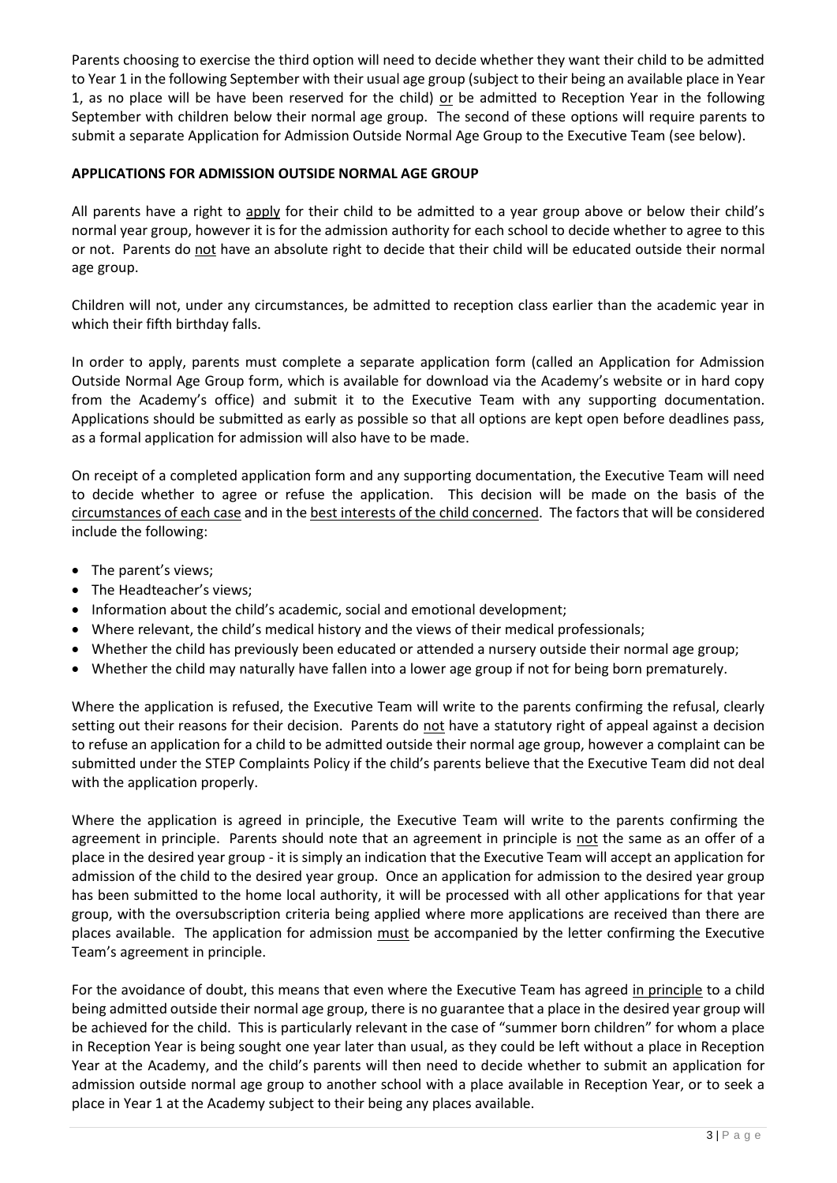Parents choosing to exercise the third option will need to decide whether they want their child to be admitted to Year 1 in the following September with their usual age group (subject to their being an available place in Year 1, as no place will be have been reserved for the child) or be admitted to Reception Year in the following September with children below their normal age group. The second of these options will require parents to submit a separate Application for Admission Outside Normal Age Group to the Executive Team (see below).

**APPLICATIONS FOR ADMISSION OUTSIDE NORMAL AGE GROUP**

All parents have a right to apply for their child to be admitted to a year group above or below their child's normal year group, however it is for the admission authority for each school to decide whether to agree to this or not. Parents do not have an absolute right to decide that their child will be educated outside their normal age group.

Children will not, under any circumstances, be admitted to reception class earlier than the academic year in which their fifth birthday falls.

In order to apply, parents must complete a separate application form (called an Application for Admission Outside Normal Age Group form, which is available for download via the Academy's website or in hard copy from the Academy's office) and submit it to the Executive Team with any supporting documentation. Applications should be submitted as early as possible so that all options are kept open before deadlines pass, as a formal application for admission will also have to be made.

On receipt of a completed application form and any supporting documentation, the Executive Team will need to decide whether to agree or refuse the application. This decision will be made on the basis of the circumstances of each case and in the best interests of the child concerned. The factors that will be considered include the following:

- The parent's views;
- The Headteacher's views;
- Information about the child's academic, social and emotional development;
- Where relevant, the child's medical history and the views of their medical professionals;
- Whether the child has previously been educated or attended a nursery outside their normal age group;
- Whether the child may naturally have fallen into a lower age group if not for being born prematurely.

Where the application is refused, the Executive Team will write to the parents confirming the refusal, clearly setting out their reasons for their decision. Parents do not have a statutory right of appeal against a decision to refuse an application for a child to be admitted outside their normal age group, however a complaint can be submitted under the STEP Complaints Policy if the child's parents believe that the Executive Team did not deal with the application properly.

Where the application is agreed in principle, the Executive Team will write to the parents confirming the agreement in principle. Parents should note that an agreement in principle is not the same as an offer of a place in the desired year group - it is simply an indication that the Executive Team will accept an application for admission of the child to the desired year group. Once an application for admission to the desired year group has been submitted to the home local authority, it will be processed with all other applications for that year group, with the oversubscription criteria being applied where more applications are received than there are places available. The application for admission must be accompanied by the letter confirming the Executive Team's agreement in principle.

For the avoidance of doubt, this means that even where the Executive Team has agreed in principle to a child being admitted outside their normal age group, there is no guarantee that a place in the desired year group will be achieved for the child. This is particularly relevant in the case of "summer born children" for whom a place in Reception Year is being sought one year later than usual, as they could be left without a place in Reception Year at the Academy, and the child's parents will then need to decide whether to submit an application for admission outside normal age group to another school with a place available in Reception Year, or to seek a place in Year 1 at the Academy subject to their being any places available.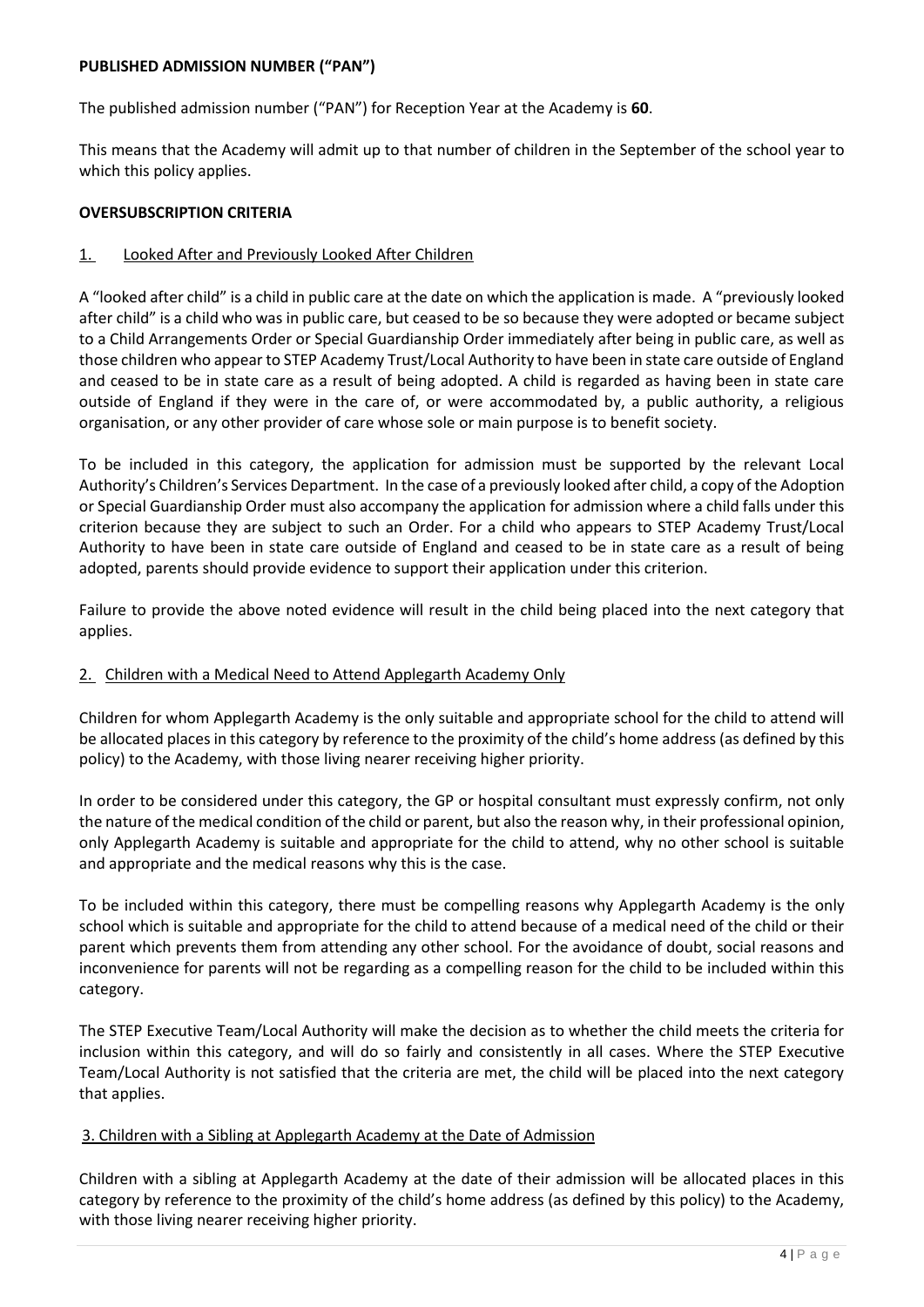**PUBLISHED ADMISSION NUMBER ("PAN")**

The published admission number ("PAN") for Reception Year at the Academy is **60**.

This means that the Academy will admit up to that number of children in the September of the school year to which this policy applies.

**OVERSUBSCRIPTION CRITERIA**

1. Looked After and Previously Looked After Children

A "looked after child" is a child in public care at the date on which the application is made. A "previously looked after child" is a child who was in public care, but ceased to be so because they were adopted or became subject to a Child Arrangements Order or Special Guardianship Order immediately after being in public care, as well as those children who appear to STEP Academy Trust/Local Authority to have been in state care outside of England and ceased to be in state care as a result of being adopted. A child is regarded as having been in state care outside of England if they were in the care of, or were accommodated by, a public authority, a religious organisation, or any other provider of care whose sole or main purpose is to benefit society.

To be included in this category, the application for admission must be supported by the relevant Local Authority's Children's Services Department. In the case of a previously looked after child, a copy of the Adoption or Special Guardianship Order must also accompany the application for admission where a child falls under this criterion because they are subject to such an Order. For a child who appears to STEP Academy Trust/Local Authority to have been in state care outside of England and ceased to be in state care as a result of being adopted, parents should provide evidence to support their application under this criterion.

Failure to provide the above noted evidence will result in the child being placed into the next category that applies.

2. Children with a Medical Need to Attend Applegarth Academy Only

Children for whom Applegarth Academy is the only suitable and appropriate school for the child to attend will be allocated places in this category by reference to the proximity of the child's home address (as defined by this policy) to the Academy, with those living nearer receiving higher priority.

In order to be considered under this category, the GP or hospital consultant must expressly confirm, not only the nature of the medical condition of the child or parent, but also the reason why, in their professional opinion, only Applegarth Academy is suitable and appropriate for the child to attend, why no other school is suitable and appropriate and the medical reasons why this is the case.

To be included within this category, there must be compelling reasons why Applegarth Academy is the only school which is suitable and appropriate for the child to attend because of a medical need of the child or their parent which prevents them from attending any other school. For the avoidance of doubt, social reasons and inconvenience for parents will not be regarding as a compelling reason for the child to be included within this category.

The STEP Executive Team/Local Authority will make the decision as to whether the child meets the criteria for inclusion within this category, and will do so fairly and consistently in all cases. Where the STEP Executive Team/Local Authority is not satisfied that the criteria are met, the child will be placed into the next category that applies.

3. Children with a Sibling at Applegarth Academy at the Date of Admission

Children with a sibling at Applegarth Academy at the date of their admission will be allocated places in this category by reference to the proximity of the child's home address (as defined by this policy) to the Academy, with those living nearer receiving higher priority.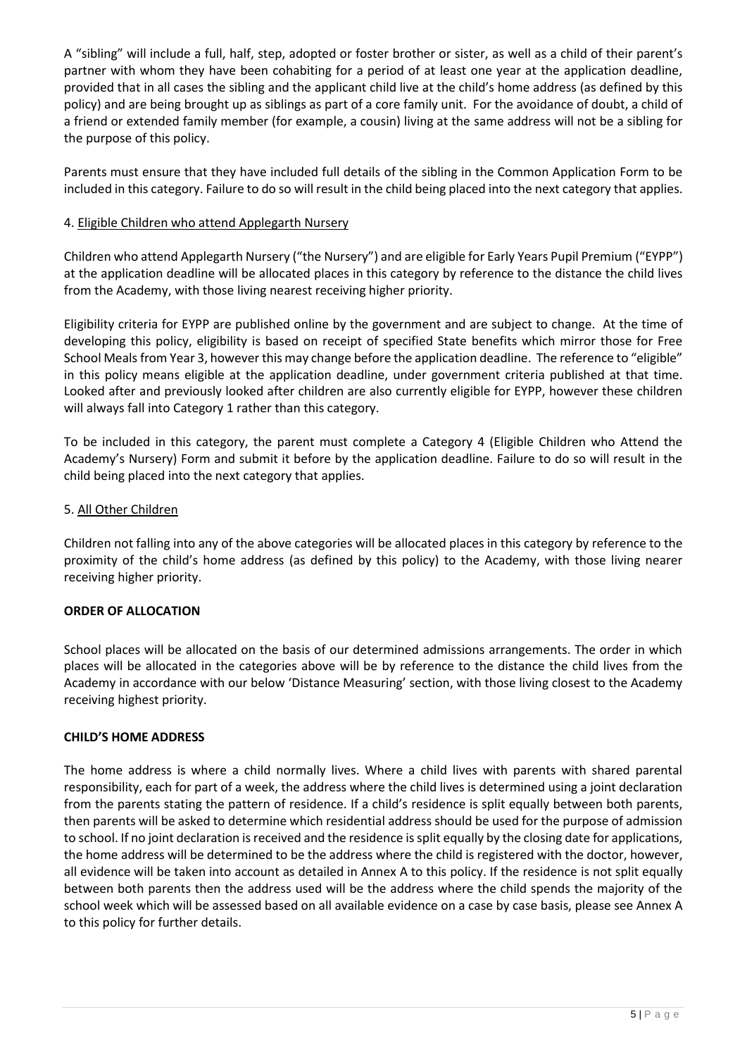A "sibling" will include a full, half, step, adopted or foster brother or sister, as well as a child of their parent's partner with whom they have been cohabiting for a period of at least one year at the application deadline, provided that in all cases the sibling and the applicant child live at the child's home address (as defined by this policy) and are being brought up as siblings as part of a core family unit. For the avoidance of doubt, a child of a friend or extended family member (for example, a cousin) living at the same address will not be a sibling for the purpose of this policy.

Parents must ensure that they have included full details of the sibling in the Common Application Form to be included in this category. Failure to do so will result in the child being placed into the next category that applies.

4. Eligible Children who attend Applegarth Nursery

Children who attend Applegarth Nursery ("the Nursery") and are eligible for Early Years Pupil Premium ("EYPP") at the application deadline will be allocated places in this category by reference to the distance the child lives from the Academy, with those living nearest receiving higher priority.

Eligibility criteria for EYPP are published online by the government and are subject to change. At the time of developing this policy, eligibility is based on receipt of specified State benefits which mirror those for Free School Meals from Year 3, however this may change before the application deadline. The reference to "eligible" in this policy means eligible at the application deadline, under government criteria published at that time. Looked after and previously looked after children are also currently eligible for EYPP, however these children will always fall into Category 1 rather than this category.

To be included in this category, the parent must complete a Category 4 (Eligible Children who Attend the Academy's Nursery) Form and submit it before by the application deadline. Failure to do so will result in the child being placed into the next category that applies.

5. All Other Children

Children not falling into any of the above categories will be allocated places in this category by reference to the proximity of the child's home address (as defined by this policy) to the Academy, with those living nearer receiving higher priority.

**ORDER OF ALLOCATION**

School places will be allocated on the basis of our determined admissions arrangements. The order in which places will be allocated in the categories above will be by reference to the distance the child lives from the Academy in accordance with our below 'Distance Measuring' section, with those living closest to the Academy receiving highest priority.

**CHILD'S HOME ADDRESS**

The home address is where a child normally lives. Where a child lives with parents with shared parental responsibility, each for part of a week, the address where the child lives is determined using a joint declaration from the parents stating the pattern of residence. If a child's residence is split equally between both parents, then parents will be asked to determine which residential address should be used for the purpose of admission to school. If no joint declaration is received and the residence is split equally by the closing date for applications, the home address will be determined to be the address where the child is registered with the doctor, however, all evidence will be taken into account as detailed in Annex A to this policy. If the residence is not split equally between both parents then the address used will be the address where the child spends the majority of the school week which will be assessed based on all available evidence on a case by case basis, please see Annex A to this policy for further details.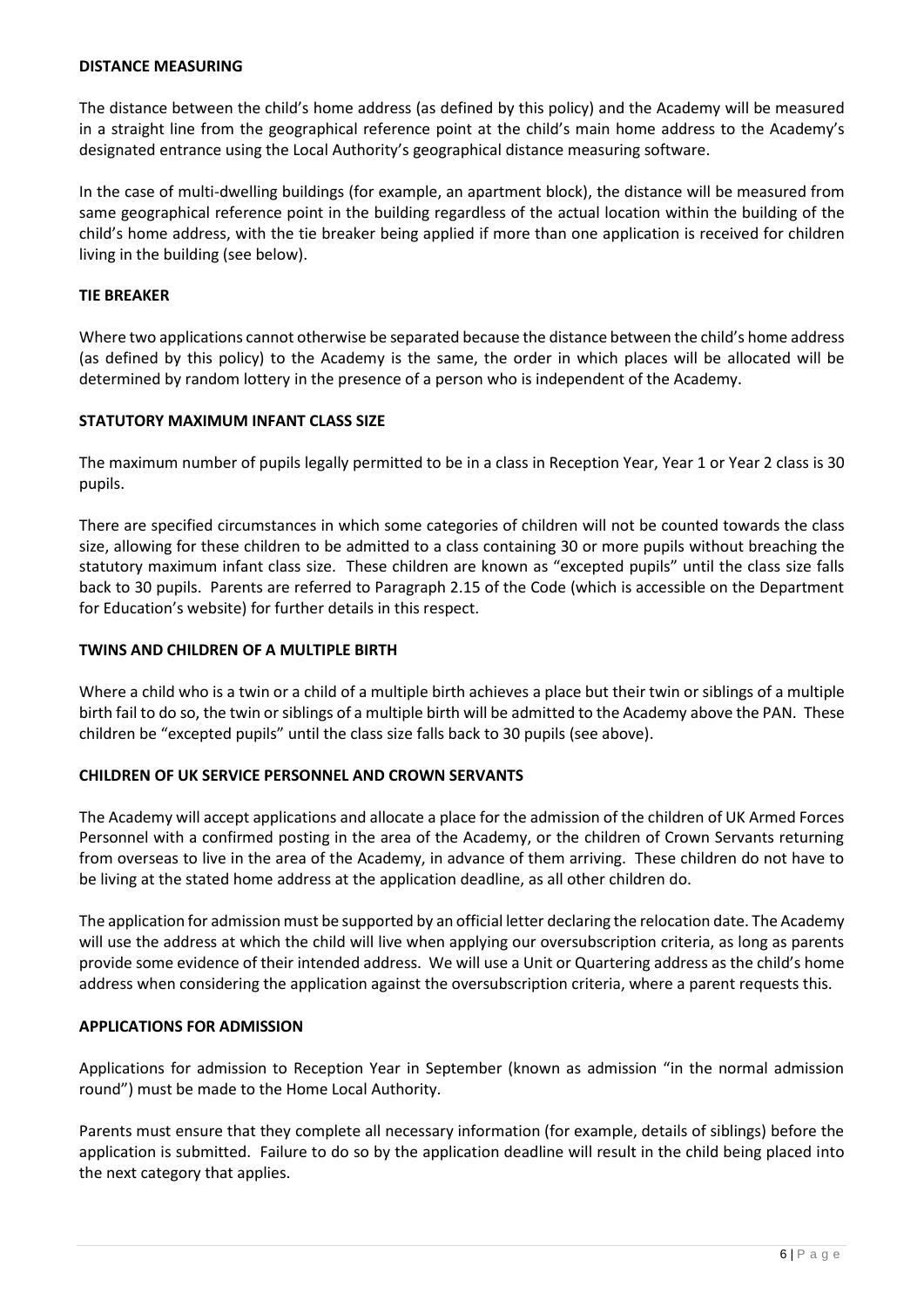## DISTANCE MEASURING

The distance between the child's home address (as defined by this policy) and the Academy will be measured in a straight line from the geographical reference point at the child's main home address to the Academy's designated entrance using the Local Authority's geographical distance measuring software.

In the case of multi-dwelling buildings (for example, an apartment block), the distance will be measured from same geographical reference point in the building regardless of the actual location within the building of the child's home address, with the tie breaker being applied if more than one application is received for children living in the building (see below).

## TIE BREAKER

Where two applications cannot otherwise be separated because the distance between the child's home address (as defined by this policy) to the Academy is the same, the order in which places will be allocated will be determined by random lottery in the presence of a person who is independent of the Academy.

## STATUTORY MAXIMUM INFANT CLASS SIZE

The maximum number of pupils legally permitted to be in a class in Reception Year, Year 1 or Year 2 class is 30 pupils.

There are specified circumstances in which some categories of children will not be counted towards the class size, allowing for these children to be admitted to a class containing 30 or more pupils without breaching the statutory maximum infant class size. These children are known as "excepted pupils" until the class size falls back to 30 pupils. Parents are referred to Paragraph 2.15 of the Code (which is accessible on the Department for Education's website) for further details in this respect.

## TWINS AND CHILDREN OF A MULTIPLE BIRTH

Where a child who is a twin or a child of a multiple birth achieves a place but their twin or siblings of a multiple birth fail to do so, the twin or siblings of a multiple birth will be admitted to the Academy above the PAN. These children be "excepted pupils" until the class size falls back to 30 pupils (see above).

## CHILDREN OF UK SERVICE PERSONNEL AND CROWN SERVANTS

The Academy will accept applications and allocate a place for the admission of the children of UK Armed Forces Personnel with a confirmed posting in the area of the Academy, or the children of Crown Servants returning from overseas to live in the area of the Academy, in advance of them arriving. These children do not have to be living at the stated home address at the application deadline, as all other children do.

The application for admission must be supported by an official letter declaring the relocation date. The Academy will use the address at which the child will live when applying our oversubscription criteria, as long as parents provide some evidence of their intended address. We will use a Unit or Quartering address as the child's home address when considering the application against the oversubscription criteria, where a parent requests this.

## APPLICATIONS FOR ADMISSION

Applications for admission to Reception Year in September (known as admission "in the normal admission round") must be made to the Home Local Authority.

Parents must ensure that they complete all necessary information (for example, details of siblings) before the application is submitted. Failure to do so by the application deadline will result in the child being placed into the next category that applies.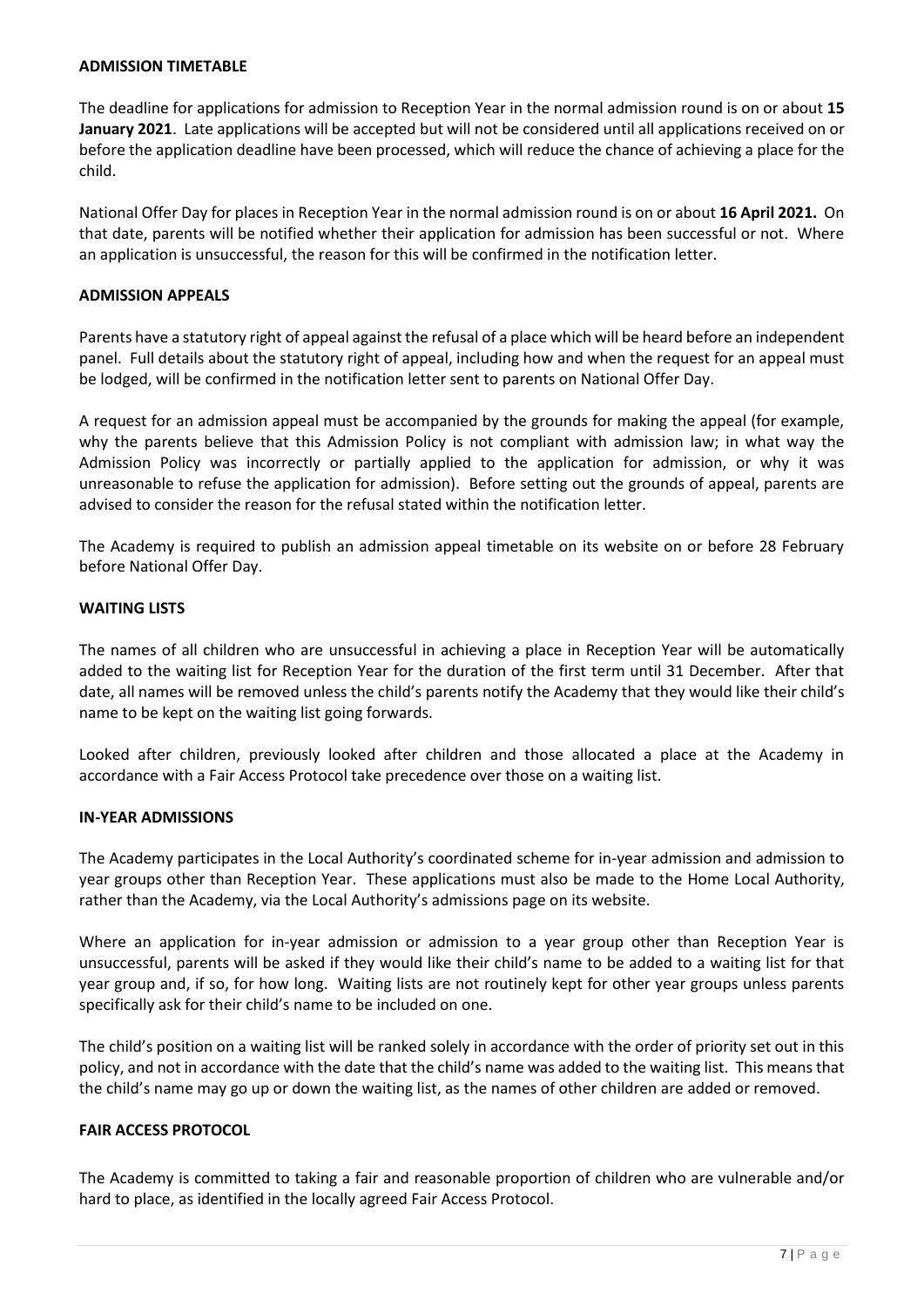## ADMISSION TIMETABLE

The deadline for applications for admission to Reception Year in the normal admission round is on or about **15 January 2021**. Late applications will be accepted but will not be considered until all applications received on or before the application deadline have been processed, which will reduce the chance of achieving a place for the child.

National Offer Day for places in Reception Year in the normal admission round is on or about **16 April 2021.** On that date, parents will be notified whether their application for admission has been successful or not. Where an application is unsuccessful, the reason for this will be confirmed in the notification letter.

## ADMISSION APPEALS

Parents have a statutory right of appeal against the refusal of a place which will be heard before an independent panel. Full details about the statutory right of appeal, including how and when the request for an appeal must be lodged, will be confirmed in the notification letter sent to parents on National Offer Day.

A request for an admission appeal must be accompanied by the grounds for making the appeal (for example, why the parents believe that this Admission Policy is not compliant with admission law; in what way the Admission Policy was incorrectly or partially applied to the application for admission, or why it was unreasonable to refuse the application for admission). Before setting out the grounds of appeal, parents are advised to consider the reason for the refusal stated within the notification letter.

The Academy is required to publish an admission appeal timetable on its website on or before 28 February before National Offer Day.

## WAITING LISTS

The names of all children who are unsuccessful in achieving a place in Reception Year will be automatically added to the waiting list for Reception Year for the duration of the first term until 31 December. After that date, all names will be removed unless the child's parents notify the Academy that they would like their child's name to be kept on the waiting list going forwards.

Looked after children, previously looked after children and those allocated a place at the Academy in accordance with a Fair Access Protocol take precedence over those on a waiting list.

## IN-YEAR ADMISSIONS

The Academy participates in the Local Authority's coordinated scheme for in-year admission and admission to year groups other than Reception Year. These applications must also be made to the Home Local Authority, rather than the Academy, via the Local Authority's admissions page on its website.

Where an application for in-year admission or admission to a year group other than Reception Year is unsuccessful, parents will be asked if they would like their child's name to be added to a waiting list for that year group and, if so, for how long. Waiting lists are not routinely kept for other year groups unless parents specifically ask for their child's name to be included on one.

The child's position on a waiting list will be ranked solely in accordance with the order of priority set out in this policy, and not in accordance with the date that the child's name was added to the waiting list. This means that the child's name may go up or down the waiting list, as the names of other children are added or removed.

## FAIR ACCESS PROTOCOL

The Academy is committed to taking a fair and reasonable proportion of children who are vulnerable and/or hard to place, as identified in the locally agreed Fair Access Protocol.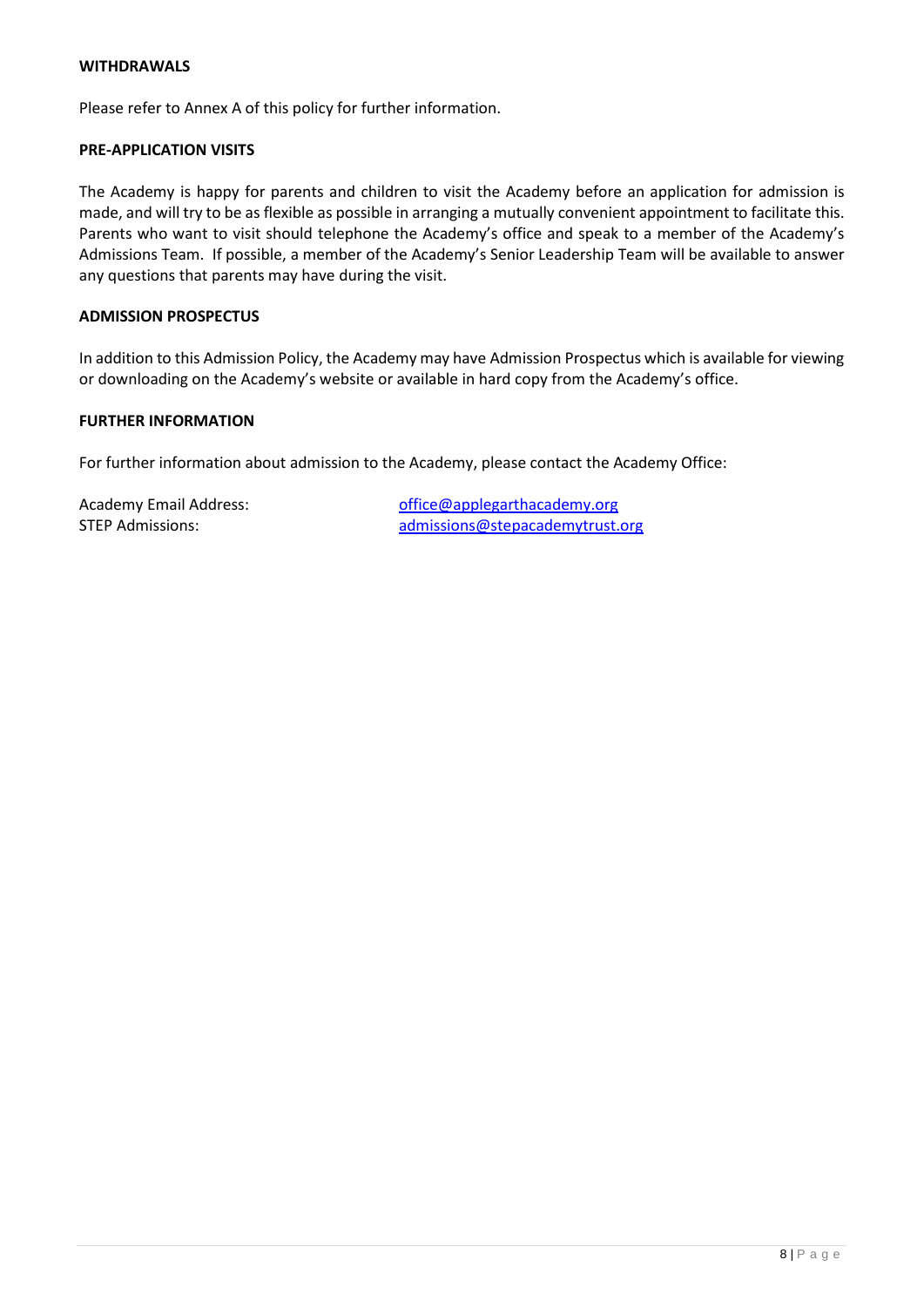**WITHDRAWALS**

Please refer to Annex A of this policy for further information.

**PRE-APPLICATION VISITS**

The Academy is happy for parents and children to visit the Academy before an application for admission is made, and will try to be as flexible as possible in arranging a mutually convenient appointment to facilitate this. Parents who want to visit should telephone the Academy's office and speak to a member of the Academy's Admissions Team. If possible, a member of the Academy's Senior Leadership Team will be available to answer any questions that parents may have during the visit.

**ADMISSION PROSPECTUS**

In addition to this Admission Policy, the Academy may have Admission Prospectus which is available for viewing or downloading on the Academy's website or available in hard copy from the Academy's office.

**FURTHER INFORMATION**

For further information about admission to the Academy, please contact the Academy Office:

Academy Email Address: office@applegarthacademy.org
STEP Admissions: admissions@stepacademytrust.org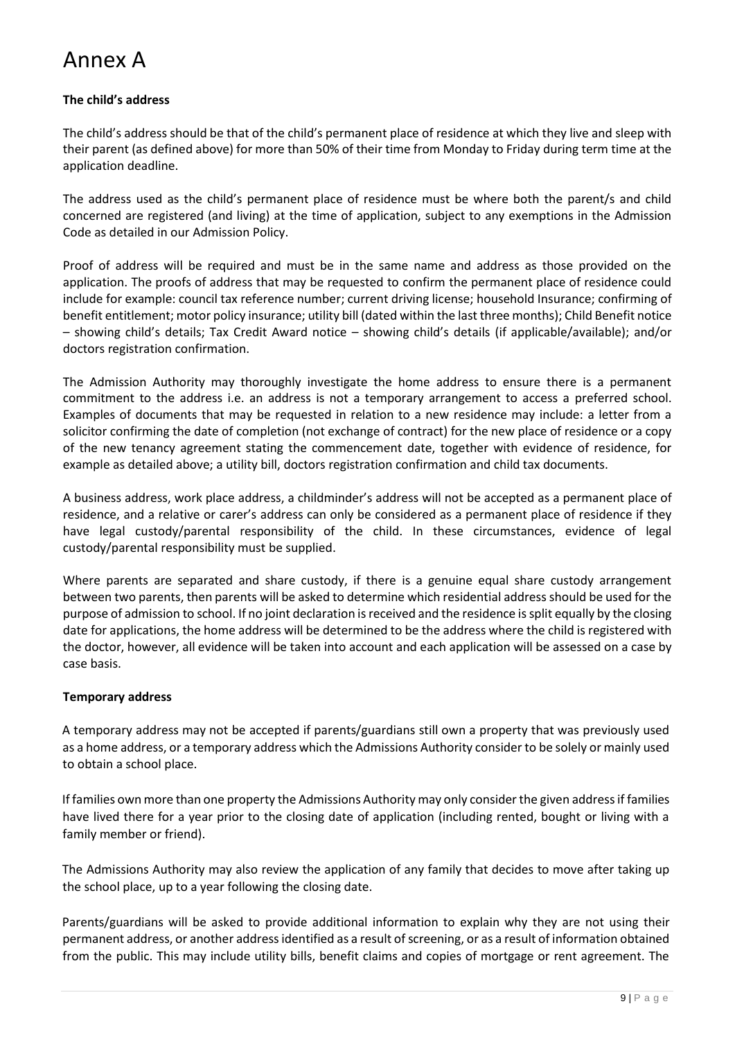# Annex A

**The child's address**

The child's address should be that of the child's permanent place of residence at which they live and sleep with their parent (as defined above) for more than 50% of their time from Monday to Friday during term time at the application deadline.

The address used as the child's permanent place of residence must be where both the parent/s and child concerned are registered (and living) at the time of application, subject to any exemptions in the Admission Code as detailed in our Admission Policy.

Proof of address will be required and must be in the same name and address as those provided on the application. The proofs of address that may be requested to confirm the permanent place of residence could include for example: council tax reference number; current driving license; household Insurance; confirming of benefit entitlement; motor policy insurance; utility bill (dated within the last three months); Child Benefit notice – showing child's details; Tax Credit Award notice – showing child's details (if applicable/available); and/or doctors registration confirmation.

The Admission Authority may thoroughly investigate the home address to ensure there is a permanent commitment to the address i.e. an address is not a temporary arrangement to access a preferred school. Examples of documents that may be requested in relation to a new residence may include: a letter from a solicitor confirming the date of completion (not exchange of contract) for the new place of residence or a copy of the new tenancy agreement stating the commencement date, together with evidence of residence, for example as detailed above; a utility bill, doctors registration confirmation and child tax documents.

A business address, work place address, a childminder's address will not be accepted as a permanent place of residence, and a relative or carer's address can only be considered as a permanent place of residence if they have legal custody/parental responsibility of the child. In these circumstances, evidence of legal custody/parental responsibility must be supplied.

Where parents are separated and share custody, if there is a genuine equal share custody arrangement between two parents, then parents will be asked to determine which residential address should be used for the purpose of admission to school. If no joint declaration is received and the residence is split equally by the closing date for applications, the home address will be determined to be the address where the child is registered with the doctor, however, all evidence will be taken into account and each application will be assessed on a case by case basis.

**Temporary address**

A temporary address may not be accepted if parents/guardians still own a property that was previously used as a home address, or a temporary address which the Admissions Authority consider to be solely or mainly used to obtain a school place.

If families own more than one property the Admissions Authority may only consider the given address if families have lived there for a year prior to the closing date of application (including rented, bought or living with a family member or friend).

The Admissions Authority may also review the application of any family that decides to move after taking up the school place, up to a year following the closing date.

Parents/guardians will be asked to provide additional information to explain why they are not using their permanent address, or another address identified as a result of screening, or as a result of information obtained from the public. This may include utility bills, benefit claims and copies of mortgage or rent agreement. The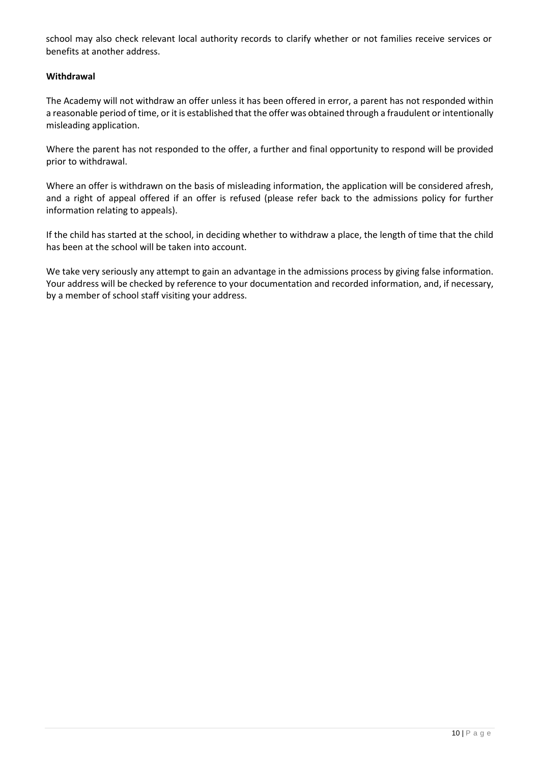school may also check relevant local authority records to clarify whether or not families receive services or benefits at another address.

**Withdrawal**

The Academy will not withdraw an offer unless it has been offered in error, a parent has not responded within a reasonable period of time, or it is established that the offer was obtained through a fraudulent or intentionally misleading application.

Where the parent has not responded to the offer, a further and final opportunity to respond will be provided prior to withdrawal.

Where an offer is withdrawn on the basis of misleading information, the application will be considered afresh, and a right of appeal offered if an offer is refused (please refer back to the admissions policy for further information relating to appeals).

If the child has started at the school, in deciding whether to withdraw a place, the length of time that the child has been at the school will be taken into account.

We take very seriously any attempt to gain an advantage in the admissions process by giving false information. Your address will be checked by reference to your documentation and recorded information, and, if necessary, by a member of school staff visiting your address.